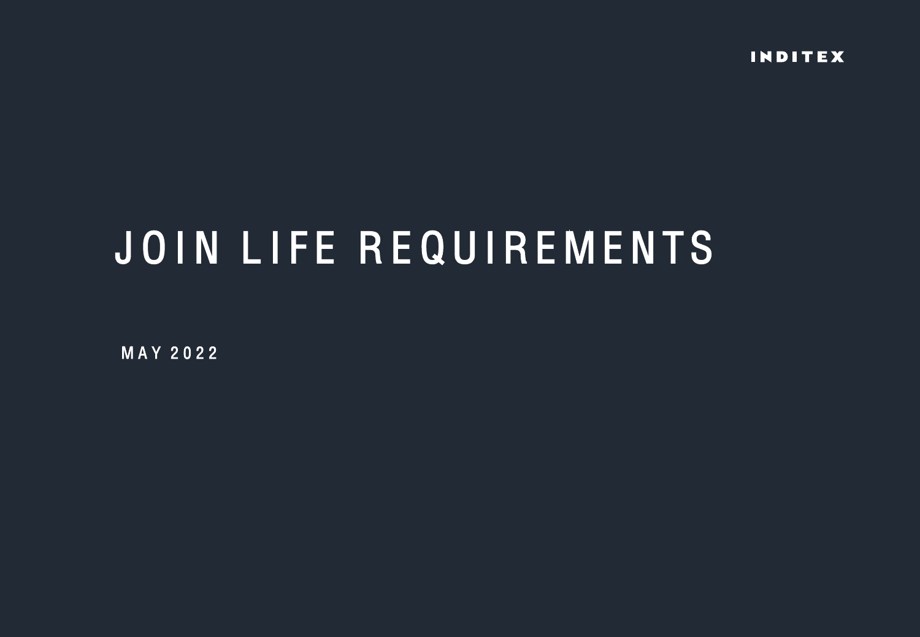INDITEX

# JOIN LIFE REQUIREMENTS

MAY 2022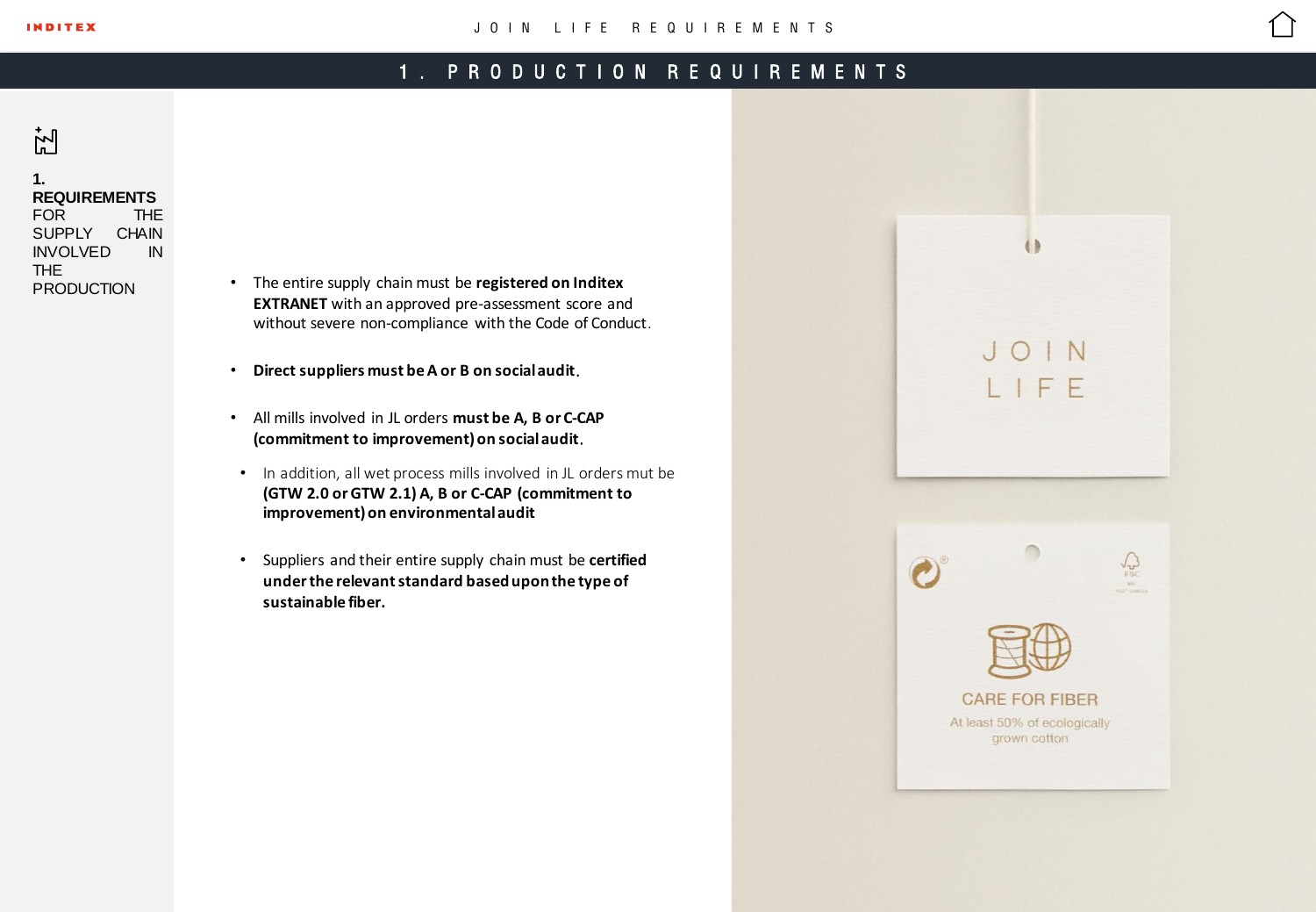# 1. PRODUCTION REQUIREMENTS

## 1. REQUIREMENTS FOR THE SUPPLY CHAIN INVOLVED IN THE PRODUCTION

- The entire supply chain must be **registered on Inditex EXTRANET** with an approved pre-assessment score and without severe non-compliance with the Code of Conduct.
- **Direct suppliers must be A or B on social audit**.
- All mills involved in JL orders **must be A, B or C-CAP (commitment to improvement) on social audit**.
  - In addition, all wet process mills involved in JL orders mut be **(GTW 2.0 or GTW 2.1) A, B or C-CAP (commitment to improvement) on environmental audit**
  - Suppliers and their entire supply chain must be **certified under the relevant standard based upon the type of sustainable fiber.**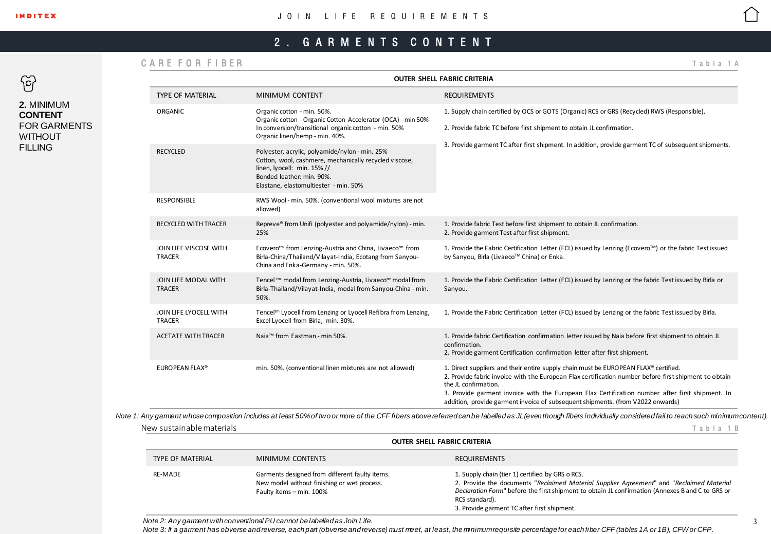## 2. GARMENTS CONTENT

**2.** MINIMUM **CONTENT** FOR GARMENTS WITHOUT FILLING

### CARE FOR FIBER

Tabla 1A

**OUTER SHELL FABRIC CRITERIA**

| TYPE OF MATERIAL | MINIMUM CONTENT | REQUIREMENTS |
|---|---|---|
| ORGANIC | Organic cotton - min. 50%.<br>Organic cotton - Organic Cotton Accelerator (OCA) - min 50%<br>In conversion/transitional organic cotton - min. 50%<br>Organic linen/hemp - min. 40%. | 1. Supply chain certified by OCS or GOTS (Organic) RCS or GRS (Recycled) RWS (Responsible).<br>2. Provide fabric TC before first shipment to obtain JL confirmation.<br>3. Provide garment TC after first shipment. In addition, provide garment TC of subsequent shipments. |
| RECYCLED | Polyester, acrylic, polyamide/nylon - min. 25%<br>Cotton, wool, cashmere, mechanically recycled viscose, linen, lyocell: min. 15% //<br>Bonded leather: min. 90%.<br>Elastane, elastomultiester - min. 50% | |
| RESPONSIBLE | RWS Wool - min. 50%. (conventional wool mixtures are not allowed) | |
| RECYCLED WITH TRACER | Repreve® from Unifi (polyester and polyamide/nylon) - min. 25% | 1. Provide fabric Test before first shipment to obtain JL confirmation.<br>2. Provide garment Test after first shipment. |
| JOIN LIFE VISCOSE WITH TRACER | Ecovero™ from Lenzing-Austria and China, Livaeco™ from Birla-China/Thailand/Vilayat-India, Ecotang from Sanyou-China and Enka-Germany - min. 50%. | 1. Provide the Fabric Certification Letter (FCL) issued by Lenzing (Ecovero™) or the fabric Test issued by Sanyou, Birla (Livaeco™ China) or Enka. |
| JOIN LIFE MODAL WITH TRACER | Tencel ™ modal from Lenzing-Austria, Livaeco™ modal from Birla-Thailand/Vilayat-India, modal from Sanyou-China - min. 50%. | 1. Provide the Fabric Certification Letter (FCL) issued by Lenzing or the fabric Test issued by Birla or Sanyou. |
| JOIN LIFE LYOCELL WITH TRACER | Tencel™ Lyocell from Lenzing or Lyocell Refibra from Lenzing, Excel Lyocell from Birla, min. 30%. | 1. Provide the Fabric Certification Letter (FCL) issued by Lenzing or the fabric Test issued by Birla. |
| ACETATE WITH TRACER | Naia™ from Eastman - min 50%. | 1. Provide fabric Certification confirmation letter issued by Naia before first shipment to obtain JL confirmation.<br>2. Provide garment Certification confirmation letter after first shipment. |
| EUROPEAN FLAX® | min. 50%. (conventional linen mixtures are not allowed) | 1. Direct suppliers and their entire supply chain must be EUROPEAN FLAX® certified.<br>2. Provide fabric invoice with the European Flax certification number before first shipment to obtain the JL confirmation.<br>3. Provide garment invoice with the European Flax Certification number after first shipment. In addition, provide garment invoice of subsequent shipments. (from V2022 onwards) |

*Note 1: Any garment whose composition includes at least 50% of two or more of the CFF fibers above referred can be labelled as JL (even though fibers individually considered fail to reach such minimum content).*

### New sustainable materials

Tabla 1B

**OUTER SHELL FABRIC CRITERIA**

| TYPE OF MATERIAL | MINIMUM CONTENTS | REQUIREMENTS |
|---|---|---|
| RE-MADE | Garments designed from different faulty items.<br>New model without finishing or wet process.<br>Faulty items – min. 100% | 1. Supply chain (tier 1) certified by GRS o RCS.<br>2. Provide the documents "*Reclaimed Material Supplier Agreement*" and "*Reclaimed Material Declaration Form*" before the first shipment to obtain JL confirmation (Annexes B and C to GRS or RCS standard).<br>3. Provide garment TC after first shipment. |

*Note 2: Any garment with conventional PU cannot be labelled as Join Life.*

*Note 3: If a garment has obverse and reverse, each part (obverse and reverse) must meet, at least, the minimum requisite percentage for each fiber CFF (tables 1A or 1B), CFW or CFP.*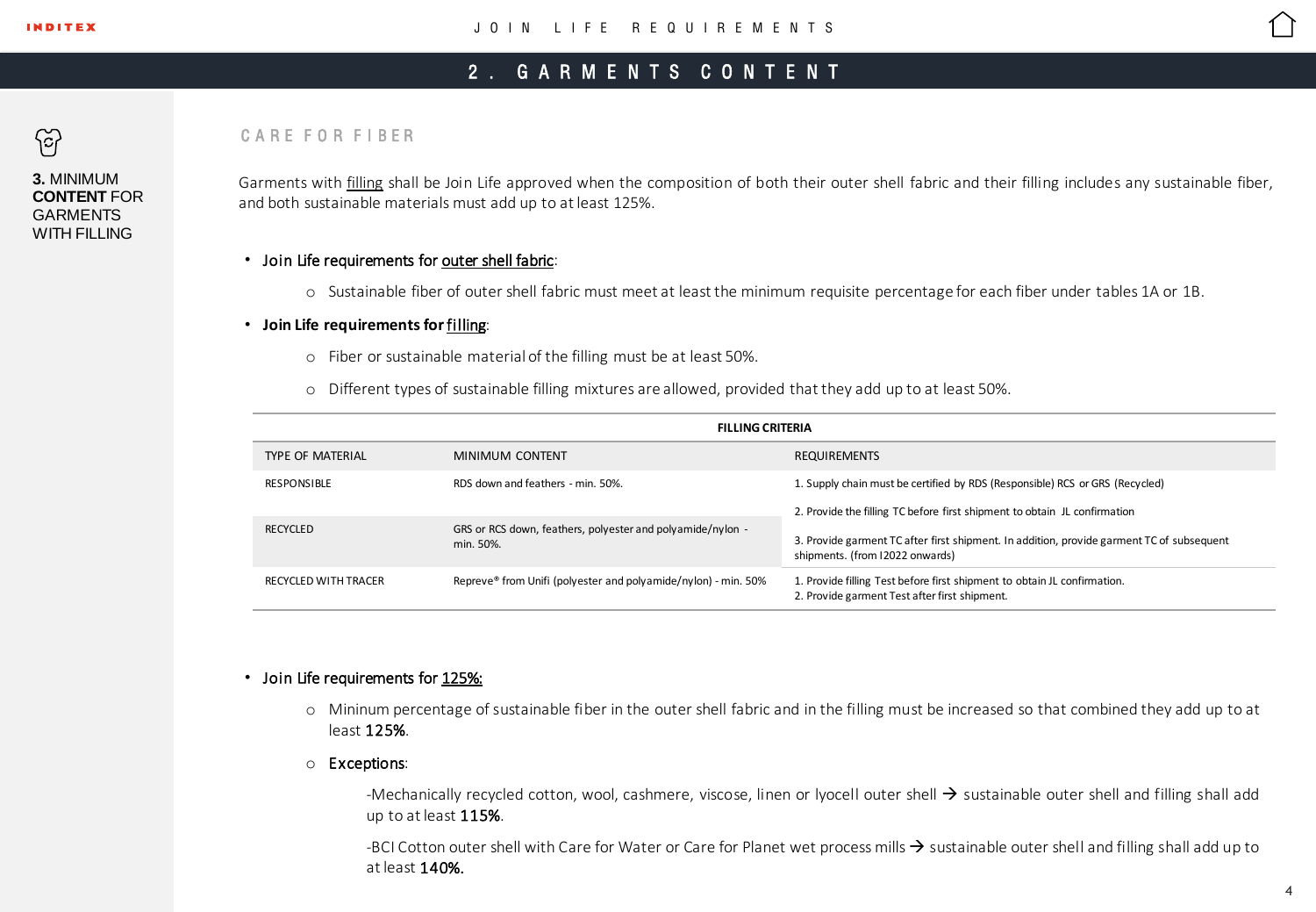## 2. GARMENTS CONTENT

**3.** MINIMUM **CONTENT** FOR GARMENTS WITH FILLING

### CARE FOR FIBER

Garments with filling shall be Join Life approved when the composition of both their outer shell fabric and their filling includes any sustainable fiber, and both sustainable materials must add up to at least 125%.

- Join Life requirements for outer shell fabric:
  - Sustainable fiber of outer shell fabric must meet at least the minimum requisite percentage for each fiber under tables 1A or 1B.
- **Join Life requirements for** filling:
  - Fiber or sustainable material of the filling must be at least 50%.
  - Different types of sustainable filling mixtures are allowed, provided that they add up to at least 50%.

| **FILLING CRITERIA** | | |
|---|---|---|
| TYPE OF MATERIAL | MINIMUM CONTENT | REQUIREMENTS |
| RESPONSIBLE | RDS down and feathers - min. 50%. | 1. Supply chain must be certified by RDS (Responsible) RCS or GRS (Recycled)<br>2. Provide the filling TC before first shipment to obtain JL confirmation<br>3. Provide garment TC after first shipment. In addition, provide garment TC of subsequent shipments. (from I2022 onwards) |
| RECYCLED | GRS or RCS down, feathers, polyester and polyamide/nylon - min. 50%. | |
| RECYCLED WITH TRACER | Repreve® from Unifi (polyester and polyamide/nylon) - min. 50% | 1. Provide filling Test before first shipment to obtain JL confirmation.<br>2. Provide garment Test after first shipment. |

- Join Life requirements for 125%:
  - Mininum percentage of sustainable fiber in the outer shell fabric and in the filling must be increased so that combined they add up to at least **125%**.
  - **Exceptions**:

    -Mechanically recycled cotton, wool, cashmere, viscose, linen or lyocell outer shell → sustainable outer shell and filling shall add up to at least **115%**.

    -BCI Cotton outer shell with Care for Water or Care for Planet wet process mills → sustainable outer shell and filling shall add up to at least **140%.**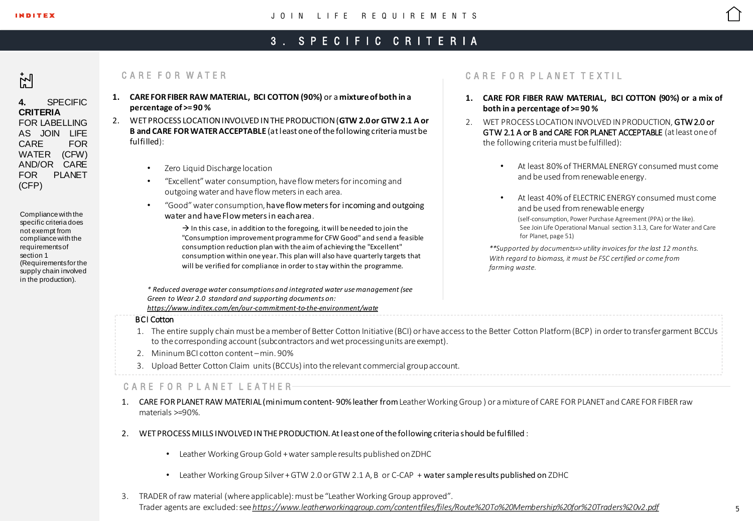# 3. SPECIFIC CRITERIA

**4.** SPECIFIC **CRITERIA** FOR LABELLING AS JOIN LIFE CARE FOR WATER (CFW) AND/OR CARE FOR PLANET (CFP)

Compliance with the specific criteria does not exempt from compliance with the requirements of section 1 (Requirements for the supply chain involved in the production).

## CARE FOR WATER

1. **CARE FOR FIBER RAW MATERIAL, BCI COTTON (90%)** or a **mixture of both in a percentage of >= 90 %**
2. WET PROCESS LOCATION INVOLVED IN THE PRODUCTION (**GTW 2.0 or GTW 2.1 A or B and CARE FOR WATER ACCEPTABLE** (at least one of the following criteria must be fulfilled):
   - Zero Liquid Discharge location
   - "Excellent" water consumption, have flow meters for incoming and outgoing water and have flow meters in each area.
   - "Good" water consumption, have flow meters for incoming and outgoing water and have Flow meters in each area.

     → In this case, in addition to the foregoing, it will be needed to join the "Consumption improvement programme for CFW Good" and send a feasible consumption reduction plan with the aim of achieving the "Excellent" consumption within one year. This plan will also have quarterly targets that will be verified for compliance in order to stay within the programme.

*\* Reduced average water consumptions and integrated water use management (see Green to Wear 2.0 standard and supporting documents on: https://www.inditex.com/en/our-commitment-to-the-environment/wate*

## CARE FOR PLANET TEXTIL

1. **CARE FOR FIBER RAW MATERIAL, BCI COTTON (90%) or a mix of both in a percentage of >= 90 %**
2. WET PROCESS LOCATION INVOLVED IN PRODUCTION, GTW 2.0 or GTW 2.1 A or B and CARE FOR PLANET ACCEPTABLE (at least one of the following criteria must be fulfilled):
   - At least 80% of THERMAL ENERGY consumed must come and be used from renewable energy.
   - At least 40% of ELECTRIC ENERGY consumed must come and be used from renewable energy (self-consumption, Power Purchase Agreement (PPA) or the like). See Join Life Operational Manual section 3.1.3, Care for Water and Care for Planet, page 51)

*\*\*Supported by documents=> utility invoices for the last 12 months. With regard to biomass, it must be FSC certified or come from farming waste.*

### BCI Cotton

1. The entire supply chain must be a member of Better Cotton Initiative (BCI) or have access to the Better Cotton Platform (BCP) in order to transfer garment BCCUs to the corresponding account (subcontractors and wet processing units are exempt).
2. Mininum BCI cotton content – min. 90%
3. Upload Better Cotton Claim units (BCCUs) into the relevant commercial group account.

## CARE FOR PLANET LEATHER

1. CARE FOR PLANET RAW MATERIAL (minimum content- 90% leather from Leather Working Group ) or a mixture of CARE FOR PLANET and CARE FOR FIBER raw materials >=90%.
2. WET PROCESS MILLS INVOLVED IN THE PRODUCTION. At least one of the following criteria should be fulfilled :
   - Leather Working Group Gold + water sample results published on ZDHC
   - Leather Working Group Silver + GTW 2.0 or GTW 2.1 A, B or C-CAP + water sample results published on ZDHC
3. TRADER of raw material (where applicable): must be "Leather Working Group approved". Trader agents are excluded: see *https://www.leatherworkinggroup.com/contentfiles/files/Route%20To%20Membership%20for%20Traders%20v2.pdf*